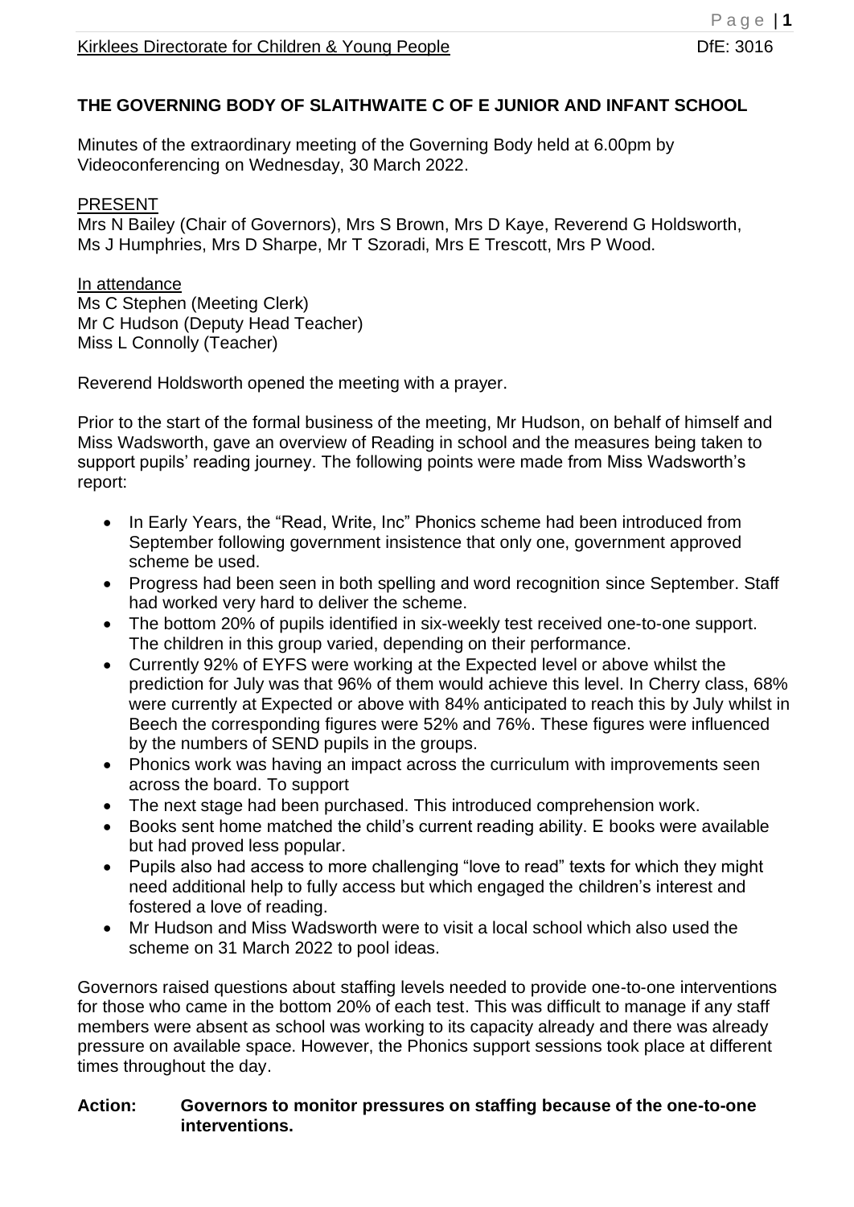Kirklees Directorate for Children & Young People DfE: 3016

## THE GOVERNING BODY OF SLAITHWAITE C OF E JUNIOR AND INFANT SCHOOL

Minutes of the extraordinary meeting of the Governing Body held at 6.00pm by Videoconferencing on Wednesday, 30 March 2022.

PRESENT
Mrs N Bailey (Chair of Governors), Mrs S Brown, Mrs D Kaye, Reverend G Holdsworth, Ms J Humphries, Mrs D Sharpe, Mr T Szoradi, Mrs E Trescott, Mrs P Wood.

In attendance
Ms C Stephen (Meeting Clerk)
Mr C Hudson (Deputy Head Teacher)
Miss L Connolly (Teacher)

Reverend Holdsworth opened the meeting with a prayer.

Prior to the start of the formal business of the meeting, Mr Hudson, on behalf of himself and Miss Wadsworth, gave an overview of Reading in school and the measures being taken to support pupils' reading journey. The following points were made from Miss Wadsworth's report:

- In Early Years, the "Read, Write, Inc" Phonics scheme had been introduced from September following government insistence that only one, government approved scheme be used.
- Progress had been seen in both spelling and word recognition since September. Staff had worked very hard to deliver the scheme.
- The bottom 20% of pupils identified in six-weekly test received one-to-one support. The children in this group varied, depending on their performance.
- Currently 92% of EYFS were working at the Expected level or above whilst the prediction for July was that 96% of them would achieve this level. In Cherry class, 68% were currently at Expected or above with 84% anticipated to reach this by July whilst in Beech the corresponding figures were 52% and 76%. These figures were influenced by the numbers of SEND pupils in the groups.
- Phonics work was having an impact across the curriculum with improvements seen across the board. To support
- The next stage had been purchased. This introduced comprehension work.
- Books sent home matched the child's current reading ability. E books were available but had proved less popular.
- Pupils also had access to more challenging "love to read" texts for which they might need additional help to fully access but which engaged the children's interest and fostered a love of reading.
- Mr Hudson and Miss Wadsworth were to visit a local school which also used the scheme on 31 March 2022 to pool ideas.

Governors raised questions about staffing levels needed to provide one-to-one interventions for those who came in the bottom 20% of each test. This was difficult to manage if any staff members were absent as school was working to its capacity already and there was already pressure on available space. However, the Phonics support sessions took place at different times throughout the day.

**Action: Governors to monitor pressures on staffing because of the one-to-one interventions.**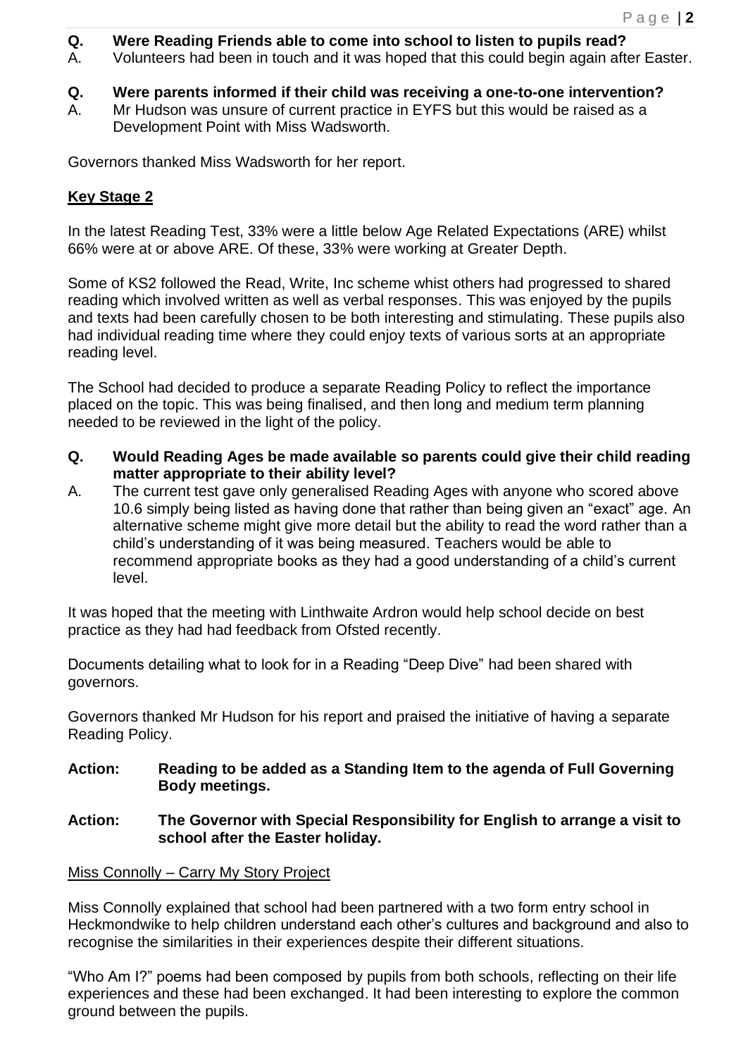**Q. Were Reading Friends able to come into school to listen to pupils read?**
A. Volunteers had been in touch and it was hoped that this could begin again after Easter.

**Q. Were parents informed if their child was receiving a one-to-one intervention?**
A. Mr Hudson was unsure of current practice in EYFS but this would be raised as a Development Point with Miss Wadsworth.

Governors thanked Miss Wadsworth for her report.

**Key Stage 2**

In the latest Reading Test, 33% were a little below Age Related Expectations (ARE) whilst 66% were at or above ARE. Of these, 33% were working at Greater Depth.

Some of KS2 followed the Read, Write, Inc scheme whist others had progressed to shared reading which involved written as well as verbal responses. This was enjoyed by the pupils and texts had been carefully chosen to be both interesting and stimulating. These pupils also had individual reading time where they could enjoy texts of various sorts at an appropriate reading level.

The School had decided to produce a separate Reading Policy to reflect the importance placed on the topic. This was being finalised, and then long and medium term planning needed to be reviewed in the light of the policy.

**Q. Would Reading Ages be made available so parents could give their child reading matter appropriate to their ability level?**
A. The current test gave only generalised Reading Ages with anyone who scored above 10.6 simply being listed as having done that rather than being given an "exact" age. An alternative scheme might give more detail but the ability to read the word rather than a child's understanding of it was being measured. Teachers would be able to recommend appropriate books as they had a good understanding of a child's current level.

It was hoped that the meeting with Linthwaite Ardron would help school decide on best practice as they had had feedback from Ofsted recently.

Documents detailing what to look for in a Reading "Deep Dive" had been shared with governors.

Governors thanked Mr Hudson for his report and praised the initiative of having a separate Reading Policy.

**Action: Reading to be added as a Standing Item to the agenda of Full Governing Body meetings.**

**Action: The Governor with Special Responsibility for English to arrange a visit to school after the Easter holiday.**

Miss Connolly – Carry My Story Project

Miss Connolly explained that school had been partnered with a two form entry school in Heckmondwike to help children understand each other's cultures and background and also to recognise the similarities in their experiences despite their different situations.

"Who Am I?" poems had been composed by pupils from both schools, reflecting on their life experiences and these had been exchanged. It had been interesting to explore the common ground between the pupils.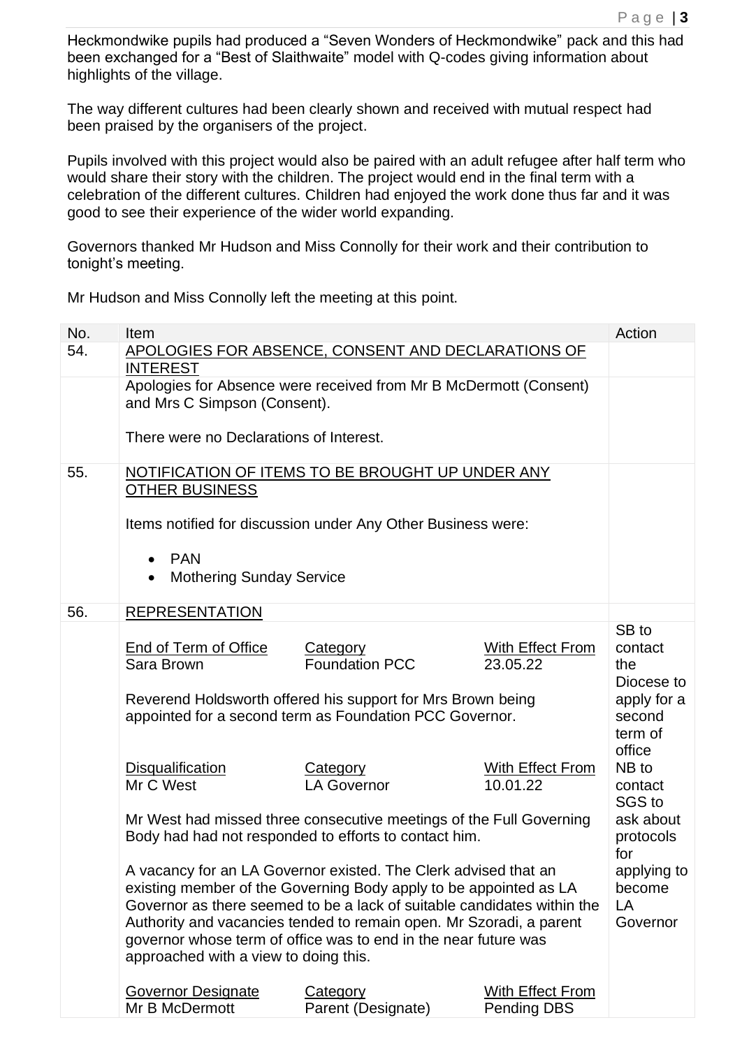Heckmondwike pupils had produced a "Seven Wonders of Heckmondwike" pack and this had been exchanged for a "Best of Slaithwaite" model with Q-codes giving information about highlights of the village.

The way different cultures had been clearly shown and received with mutual respect had been praised by the organisers of the project.

Pupils involved with this project would also be paired with an adult refugee after half term who would share their story with the children. The project would end in the final term with a celebration of the different cultures. Children had enjoyed the work done thus far and it was good to see their experience of the wider world expanding.

Governors thanked Mr Hudson and Miss Connolly for their work and their contribution to tonight's meeting.

Mr Hudson and Miss Connolly left the meeting at this point.

| No. | Item | Action |
|---|---|---|
| 54. | <u>APOLOGIES FOR ABSENCE, CONSENT AND DECLARATIONS OF INTEREST</u> | |
| | Apologies for Absence were received from Mr B McDermott (Consent) and Mrs C Simpson (Consent).<br><br>There were no Declarations of Interest. | |
| 55. | <u>NOTIFICATION OF ITEMS TO BE BROUGHT UP UNDER ANY OTHER BUSINESS</u><br><br>Items notified for discussion under Any Other Business were:<br><br>• PAN<br>• Mothering Sunday Service | |
| 56. | <u>REPRESENTATION</u> | |
| | <u>End of Term of Office</u> / <u>Category</u> / <u>With Effect From</u><br>Sara Brown / Foundation PCC / 23.05.22<br><br>Reverend Holdsworth offered his support for Mrs Brown being appointed for a second term as Foundation PCC Governor.<br><br><u>Disqualification</u> / <u>Category</u> / <u>With Effect From</u><br>Mr C West / LA Governor / 10.01.22<br><br>Mr West had missed three consecutive meetings of the Full Governing Body had had not responded to efforts to contact him.<br><br>A vacancy for an LA Governor existed. The Clerk advised that an existing member of the Governing Body apply to be appointed as LA Governor as there seemed to be a lack of suitable candidates within the Authority and vacancies tended to remain open. Mr Szoradi, a parent governor whose term of office was to end in the near future was approached with a view to doing this.<br><br><u>Governor Designate</u> / <u>Category</u> / <u>With Effect From</u><br>Mr B McDermott / Parent (Designate) / Pending DBS | SB to contact the Diocese to apply for a second term of office<br><br>NB to contact SGS to ask about protocols for applying to become LA Governor |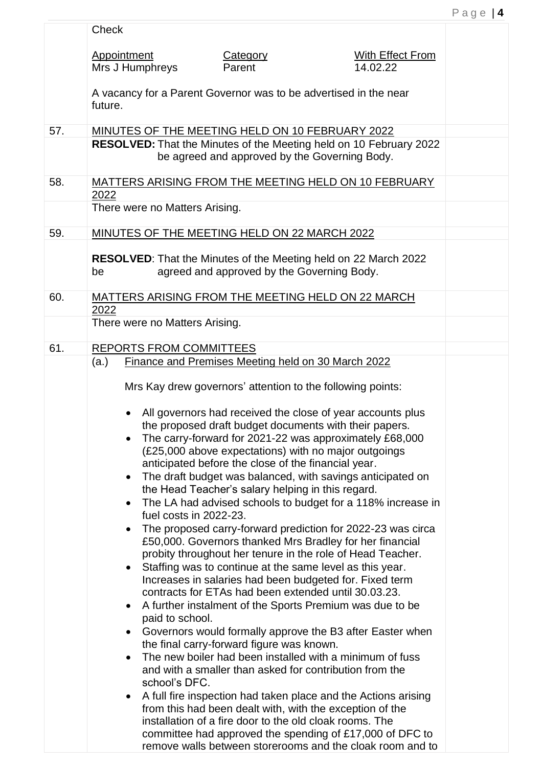Check

| Appointment | Category | With Effect From |
|---|---|---|
| Mrs J Humphreys | Parent | 14.02.22 |

A vacancy for a Parent Governor was to be advertised in the near future.

57. MINUTES OF THE MEETING HELD ON 10 FEBRUARY 2022

**RESOLVED:** That the Minutes of the Meeting held on 10 February 2022 be agreed and approved by the Governing Body.

58. MATTERS ARISING FROM THE MEETING HELD ON 10 FEBRUARY 2022

There were no Matters Arising.

59. MINUTES OF THE MEETING HELD ON 22 MARCH 2022

**RESOLVED**: That the Minutes of the Meeting held on 22 March 2022 be agreed and approved by the Governing Body.

60. MATTERS ARISING FROM THE MEETING HELD ON 22 MARCH 2022

There were no Matters Arising.

61. REPORTS FROM COMMITTEES

(a.) Finance and Premises Meeting held on 30 March 2022

Mrs Kay drew governors' attention to the following points:

- All governors had received the close of year accounts plus the proposed draft budget documents with their papers.
- The carry-forward for 2021-22 was approximately £68,000 (£25,000 above expectations) with no major outgoings anticipated before the close of the financial year.
- The draft budget was balanced, with savings anticipated on the Head Teacher's salary helping in this regard.
- The LA had advised schools to budget for a 118% increase in fuel costs in 2022-23.
- The proposed carry-forward prediction for 2022-23 was circa £50,000. Governors thanked Mrs Bradley for her financial probity throughout her tenure in the role of Head Teacher.
- Staffing was to continue at the same level as this year. Increases in salaries had been budgeted for. Fixed term contracts for ETAs had been extended until 30.03.23.
- A further instalment of the Sports Premium was due to be paid to school.
- Governors would formally approve the B3 after Easter when the final carry-forward figure was known.
- The new boiler had been installed with a minimum of fuss and with a smaller than asked for contribution from the school's DFC.
- A full fire inspection had taken place and the Actions arising from this had been dealt with, with the exception of the installation of a fire door to the old cloak rooms. The committee had approved the spending of £17,000 of DFC to remove walls between storerooms and the cloak room and to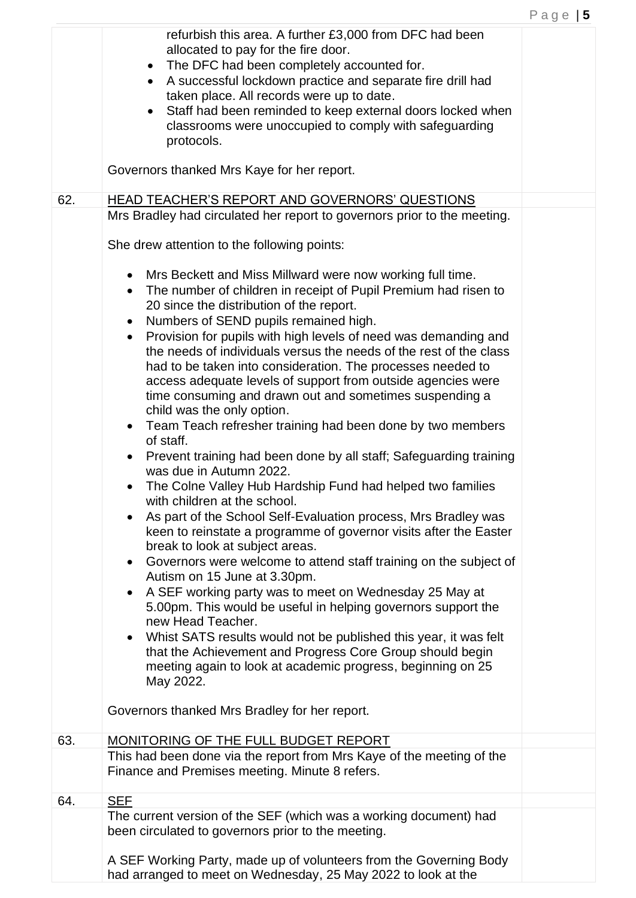refurbish this area. A further £3,000 from DFC had been allocated to pay for the fire door.

- The DFC had been completely accounted for.
- A successful lockdown practice and separate fire drill had taken place. All records were up to date.
- Staff had been reminded to keep external doors locked when classrooms were unoccupied to comply with safeguarding protocols.

Governors thanked Mrs Kaye for her report.

## 62. HEAD TEACHER'S REPORT AND GOVERNORS' QUESTIONS

Mrs Bradley had circulated her report to governors prior to the meeting.

She drew attention to the following points:

- Mrs Beckett and Miss Millward were now working full time.
- The number of children in receipt of Pupil Premium had risen to 20 since the distribution of the report.
- Numbers of SEND pupils remained high.
- Provision for pupils with high levels of need was demanding and the needs of individuals versus the needs of the rest of the class had to be taken into consideration. The processes needed to access adequate levels of support from outside agencies were time consuming and drawn out and sometimes suspending a child was the only option.
- Team Teach refresher training had been done by two members of staff.
- Prevent training had been done by all staff; Safeguarding training was due in Autumn 2022.
- The Colne Valley Hub Hardship Fund had helped two families with children at the school.
- As part of the School Self-Evaluation process, Mrs Bradley was keen to reinstate a programme of governor visits after the Easter break to look at subject areas.
- Governors were welcome to attend staff training on the subject of Autism on 15 June at 3.30pm.
- A SEF working party was to meet on Wednesday 25 May at 5.00pm. This would be useful in helping governors support the new Head Teacher.
- Whist SATS results would not be published this year, it was felt that the Achievement and Progress Core Group should begin meeting again to look at academic progress, beginning on 25 May 2022.

Governors thanked Mrs Bradley for her report.

## 63. MONITORING OF THE FULL BUDGET REPORT

This had been done via the report from Mrs Kaye of the meeting of the Finance and Premises meeting. Minute 8 refers.

## 64. SEF

The current version of the SEF (which was a working document) had been circulated to governors prior to the meeting.

A SEF Working Party, made up of volunteers from the Governing Body had arranged to meet on Wednesday, 25 May 2022 to look at the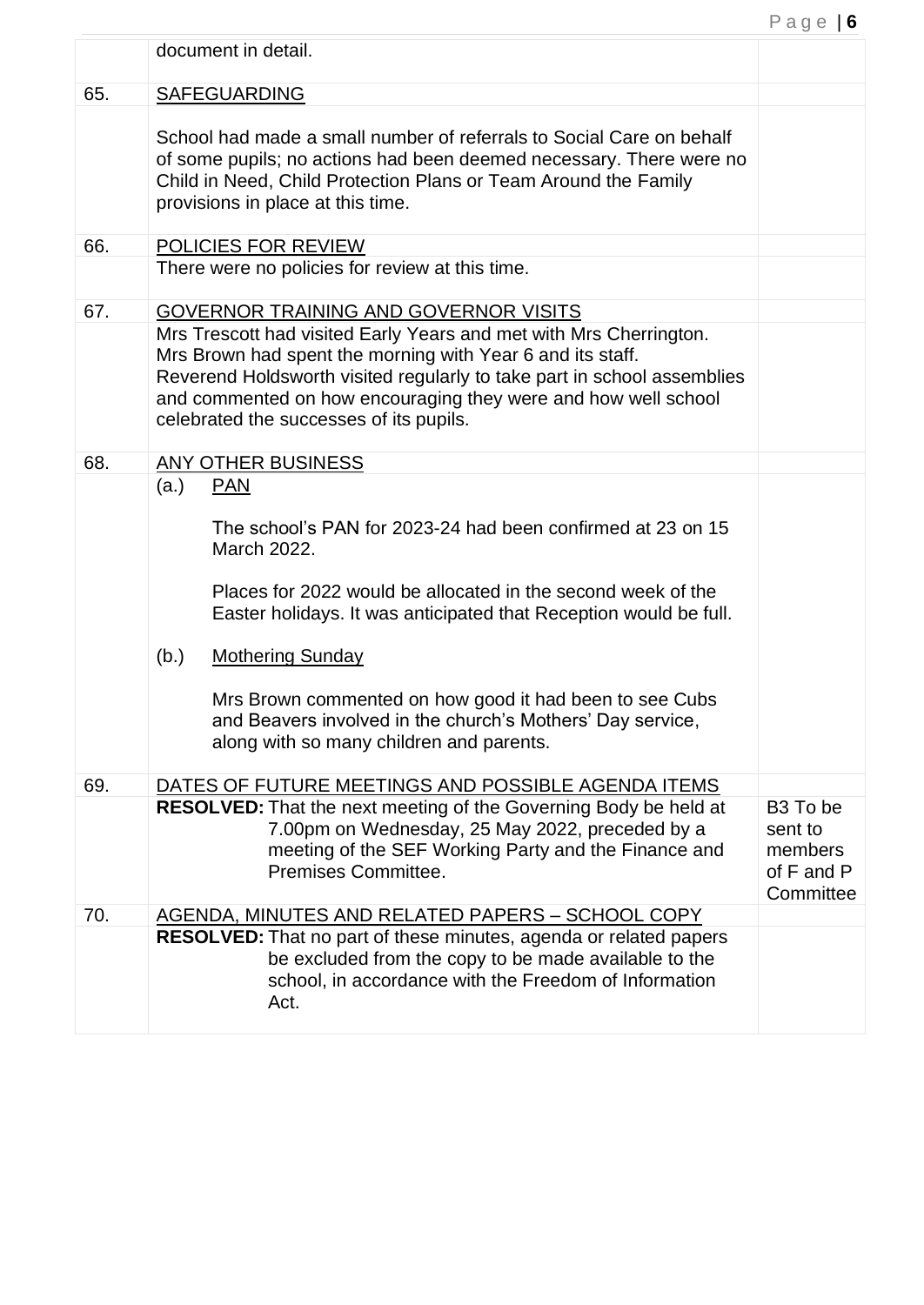| | | |
|---|---|---|
| | document in detail. | |
| 65. | <u>SAFEGUARDING</u> | |
| | School had made a small number of referrals to Social Care on behalf of some pupils; no actions had been deemed necessary. There were no Child in Need, Child Protection Plans or Team Around the Family provisions in place at this time. | |
| 66. | <u>POLICIES FOR REVIEW</u> | |
| | There were no policies for review at this time. | |
| 67. | <u>GOVERNOR TRAINING AND GOVERNOR VISITS</u> | |
| | Mrs Trescott had visited Early Years and met with Mrs Cherrington. Mrs Brown had spent the morning with Year 6 and its staff. Reverend Holdsworth visited regularly to take part in school assemblies and commented on how encouraging they were and how well school celebrated the successes of its pupils. | |
| 68. | <u>ANY OTHER BUSINESS</u> | |
| | (a.) <u>PAN</u><br><br>The school's PAN for 2023-24 had been confirmed at 23 on 15 March 2022.<br><br>Places for 2022 would be allocated in the second week of the Easter holidays. It was anticipated that Reception would be full.<br><br>(b.) <u>Mothering Sunday</u><br><br>Mrs Brown commented on how good it had been to see Cubs and Beavers involved in the church's Mothers' Day service, along with so many children and parents. | |
| 69. | <u>DATES OF FUTURE MEETINGS AND POSSIBLE AGENDA ITEMS</u> | |
| | **RESOLVED:** That the next meeting of the Governing Body be held at 7.00pm on Wednesday, 25 May 2022, preceded by a meeting of the SEF Working Party and the Finance and Premises Committee. | B3 To be sent to members of F and P Committee |
| 70. | <u>AGENDA, MINUTES AND RELATED PAPERS – SCHOOL COPY</u> | |
| | **RESOLVED:** That no part of these minutes, agenda or related papers be excluded from the copy to be made available to the school, in accordance with the Freedom of Information Act. | |